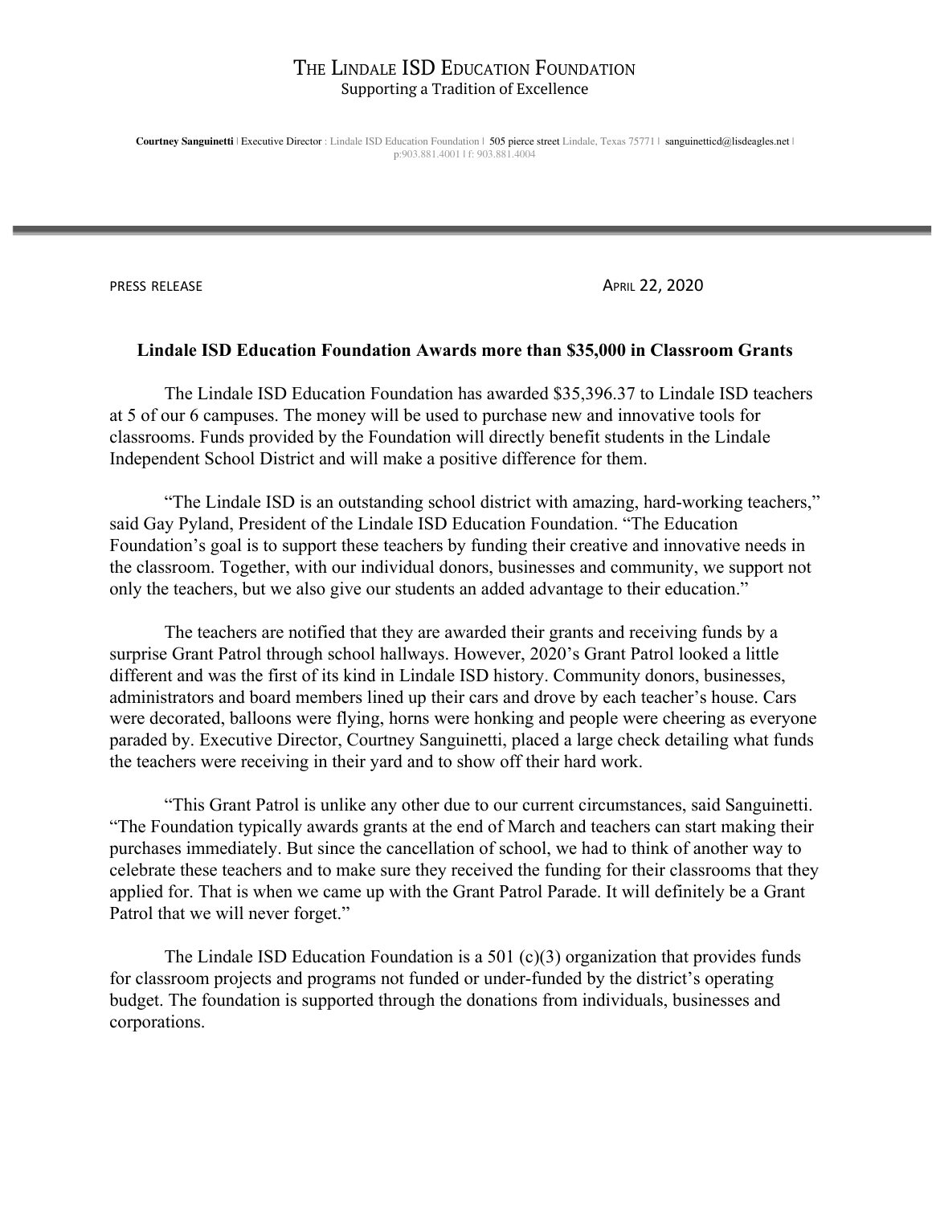# The Lindale ISD Education Foundation

Supporting a Tradition of Excellence

**Courtney Sanguinetti** | Executive Director : Lindale ISD Education Foundation | 505 pierce street Lindale, Texas 75771 | sanguinetticd@lisdeagles.net | p:903.881.4001 | f: 903.881.4004

---

PRESS RELEASE

April 22, 2020

## Lindale ISD Education Foundation Awards more than $35,000 in Classroom Grants

The Lindale ISD Education Foundation has awarded $35,396.37 to Lindale ISD teachers at 5 of our 6 campuses. The money will be used to purchase new and innovative tools for classrooms. Funds provided by the Foundation will directly benefit students in the Lindale Independent School District and will make a positive difference for them.

"The Lindale ISD is an outstanding school district with amazing, hard-working teachers," said Gay Pyland, President of the Lindale ISD Education Foundation. "The Education Foundation's goal is to support these teachers by funding their creative and innovative needs in the classroom. Together, with our individual donors, businesses and community, we support not only the teachers, but we also give our students an added advantage to their education."

The teachers are notified that they are awarded their grants and receiving funds by a surprise Grant Patrol through school hallways. However, 2020's Grant Patrol looked a little different and was the first of its kind in Lindale ISD history. Community donors, businesses, administrators and board members lined up their cars and drove by each teacher's house. Cars were decorated, balloons were flying, horns were honking and people were cheering as everyone paraded by. Executive Director, Courtney Sanguinetti, placed a large check detailing what funds the teachers were receiving in their yard and to show off their hard work.

"This Grant Patrol is unlike any other due to our current circumstances, said Sanguinetti. "The Foundation typically awards grants at the end of March and teachers can start making their purchases immediately. But since the cancellation of school, we had to think of another way to celebrate these teachers and to make sure they received the funding for their classrooms that they applied for. That is when we came up with the Grant Patrol Parade. It will definitely be a Grant Patrol that we will never forget."

The Lindale ISD Education Foundation is a 501 (c)(3) organization that provides funds for classroom projects and programs not funded or under-funded by the district's operating budget. The foundation is supported through the donations from individuals, businesses and corporations.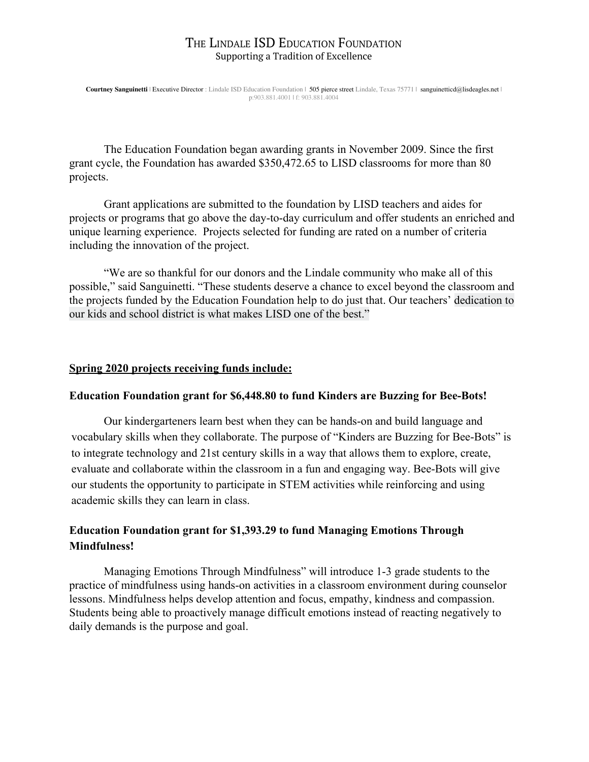# THE LINDALE ISD EDUCATION FOUNDATION

Supporting a Tradition of Excellence

**Courtney Sanguinetti** | Executive Director : Lindale ISD Education Foundation | 505 pierce street Lindale, Texas 75771 | sanguinetticd@lisdeagles.net | p:903.881.4001 | f: 903.881.4004

The Education Foundation began awarding grants in November 2009. Since the first grant cycle, the Foundation has awarded $350,472.65 to LISD classrooms for more than 80 projects.

Grant applications are submitted to the foundation by LISD teachers and aides for projects or programs that go above the day-to-day curriculum and offer students an enriched and unique learning experience. Projects selected for funding are rated on a number of criteria including the innovation of the project.

"We are so thankful for our donors and the Lindale community who make all of this possible," said Sanguinetti. "These students deserve a chance to excel beyond the classroom and the projects funded by the Education Foundation help to do just that. Our teachers' dedication to our kids and school district is what makes LISD one of the best."

**<u>Spring 2020 projects receiving funds include:</u>**

**Education Foundation grant for $6,448.80 to fund Kinders are Buzzing for Bee-Bots!**

Our kindergarteners learn best when they can be hands-on and build language and vocabulary skills when they collaborate. The purpose of "Kinders are Buzzing for Bee-Bots" is to integrate technology and 21st century skills in a way that allows them to explore, create, evaluate and collaborate within the classroom in a fun and engaging way. Bee-Bots will give our students the opportunity to participate in STEM activities while reinforcing and using academic skills they can learn in class.

**Education Foundation grant for $1,393.29 to fund Managing Emotions Through Mindfulness!**

Managing Emotions Through Mindfulness" will introduce 1-3 grade students to the practice of mindfulness using hands-on activities in a classroom environment during counselor lessons. Mindfulness helps develop attention and focus, empathy, kindness and compassion. Students being able to proactively manage difficult emotions instead of reacting negatively to daily demands is the purpose and goal.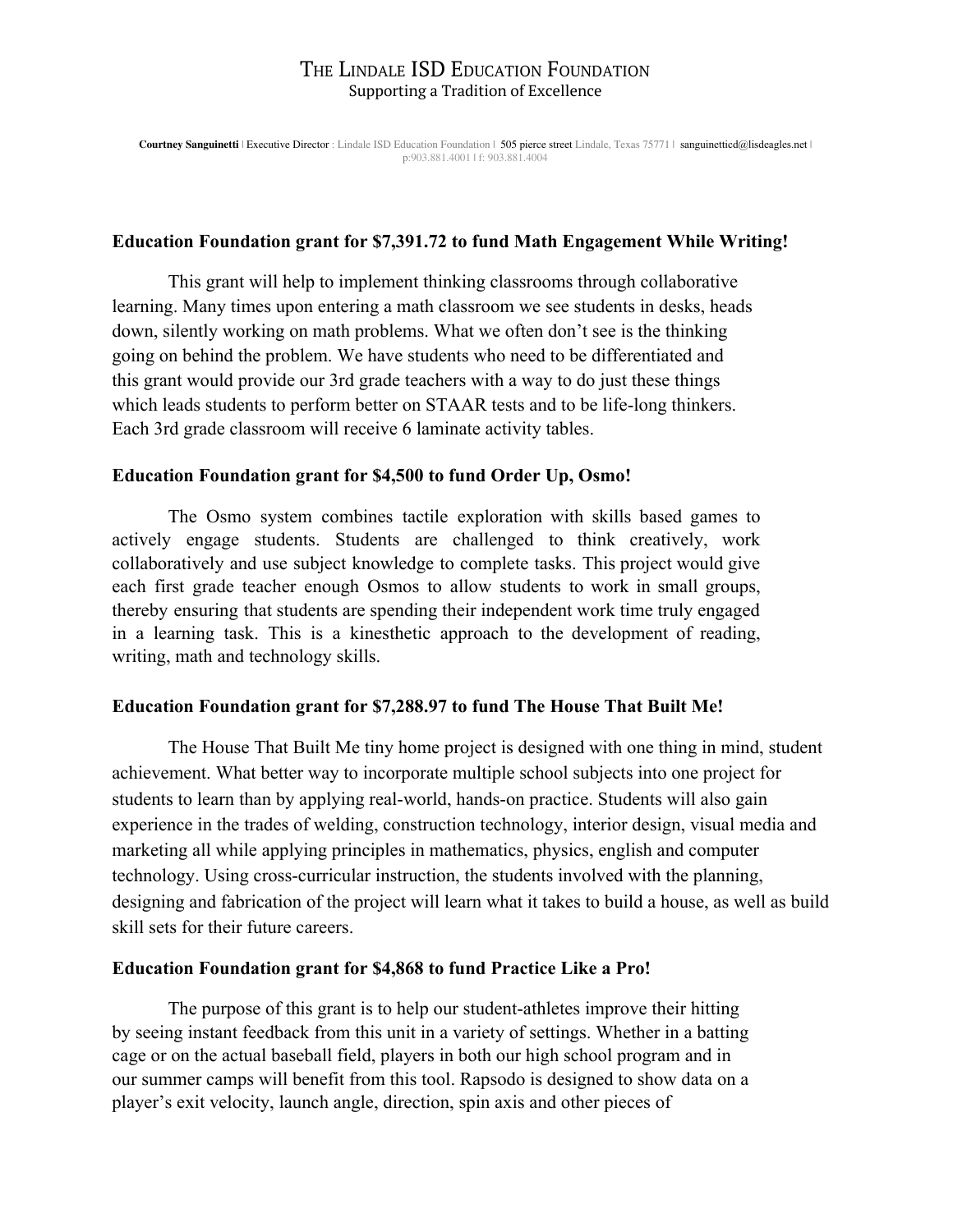# The Lindale ISD Education Foundation

Supporting a Tradition of Excellence

**Courtney Sanguinetti** | Executive Director : Lindale ISD Education Foundation | 505 pierce street Lindale, Texas 75771 | sanguinetticd@lisdeagles.net | p:903.881.4001 | f: 903.881.4004

**Education Foundation grant for $7,391.72 to fund Math Engagement While Writing!**

This grant will help to implement thinking classrooms through collaborative learning. Many times upon entering a math classroom we see students in desks, heads down, silently working on math problems. What we often don't see is the thinking going on behind the problem. We have students who need to be differentiated and this grant would provide our 3rd grade teachers with a way to do just these things which leads students to perform better on STAAR tests and to be life-long thinkers. Each 3rd grade classroom will receive 6 laminate activity tables.

**Education Foundation grant for $4,500 to fund Order Up, Osmo!**

The Osmo system combines tactile exploration with skills based games to actively engage students. Students are challenged to think creatively, work collaboratively and use subject knowledge to complete tasks. This project would give each first grade teacher enough Osmos to allow students to work in small groups, thereby ensuring that students are spending their independent work time truly engaged in a learning task. This is a kinesthetic approach to the development of reading, writing, math and technology skills.

**Education Foundation grant for $7,288.97 to fund The House That Built Me!**

The House That Built Me tiny home project is designed with one thing in mind, student achievement. What better way to incorporate multiple school subjects into one project for students to learn than by applying real-world, hands-on practice. Students will also gain experience in the trades of welding, construction technology, interior design, visual media and marketing all while applying principles in mathematics, physics, english and computer technology. Using cross-curricular instruction, the students involved with the planning, designing and fabrication of the project will learn what it takes to build a house, as well as build skill sets for their future careers.

**Education Foundation grant for $4,868 to fund Practice Like a Pro!**

The purpose of this grant is to help our student-athletes improve their hitting by seeing instant feedback from this unit in a variety of settings. Whether in a batting cage or on the actual baseball field, players in both our high school program and in our summer camps will benefit from this tool. Rapsodo is designed to show data on a player's exit velocity, launch angle, direction, spin axis and other pieces of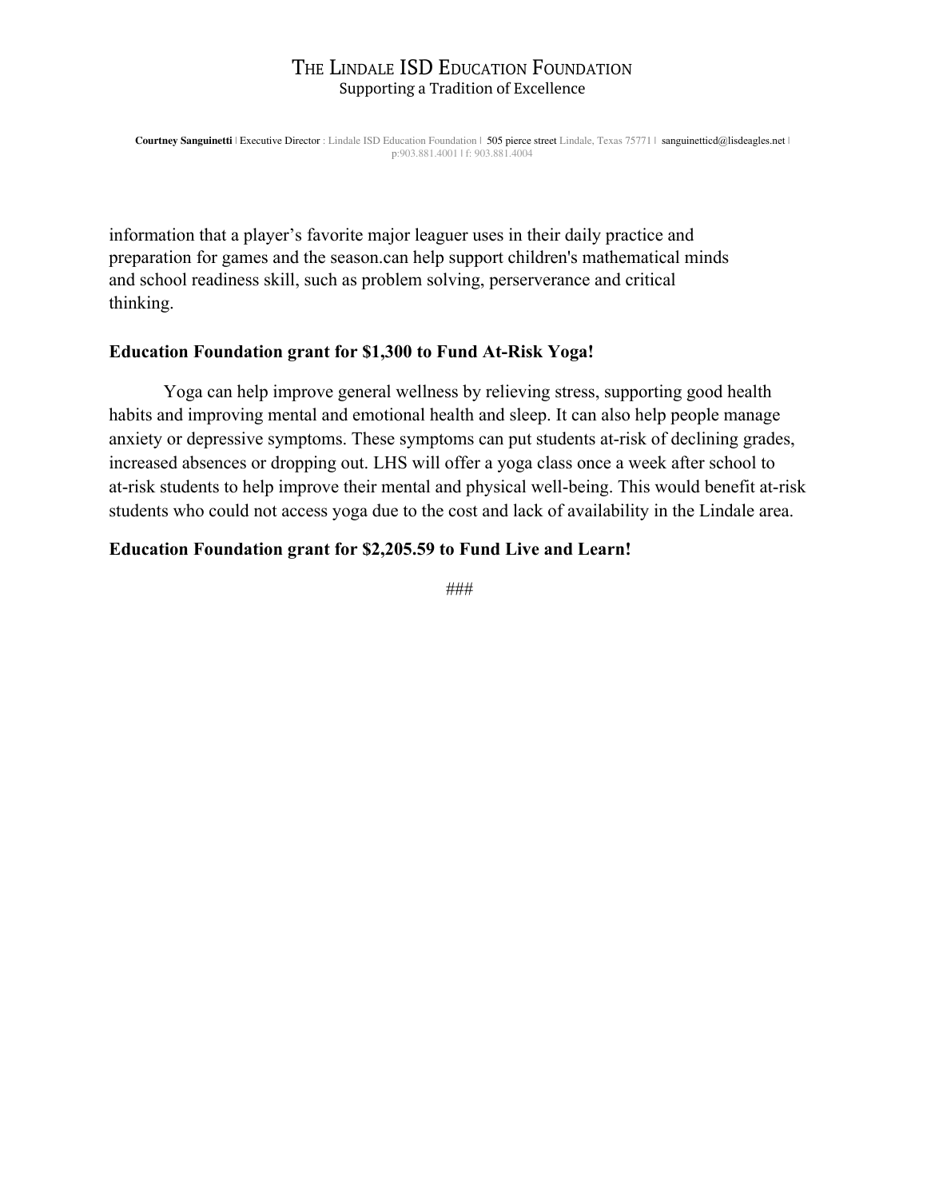information that a player's favorite major leaguer uses in their daily practice and preparation for games and the season.can help support children's mathematical minds and school readiness skill, such as problem solving, perserverance and critical thinking.

**Education Foundation grant for $1,300 to Fund At-Risk Yoga!**

Yoga can help improve general wellness by relieving stress, supporting good health habits and improving mental and emotional health and sleep. It can also help people manage anxiety or depressive symptoms. These symptoms can put students at-risk of declining grades, increased absences or dropping out. LHS will offer a yoga class once a week after school to at-risk students to help improve their mental and physical well-being. This would benefit at-risk students who could not access yoga due to the cost and lack of availability in the Lindale area.

**Education Foundation grant for $2,205.59 to Fund Live and Learn!**

###